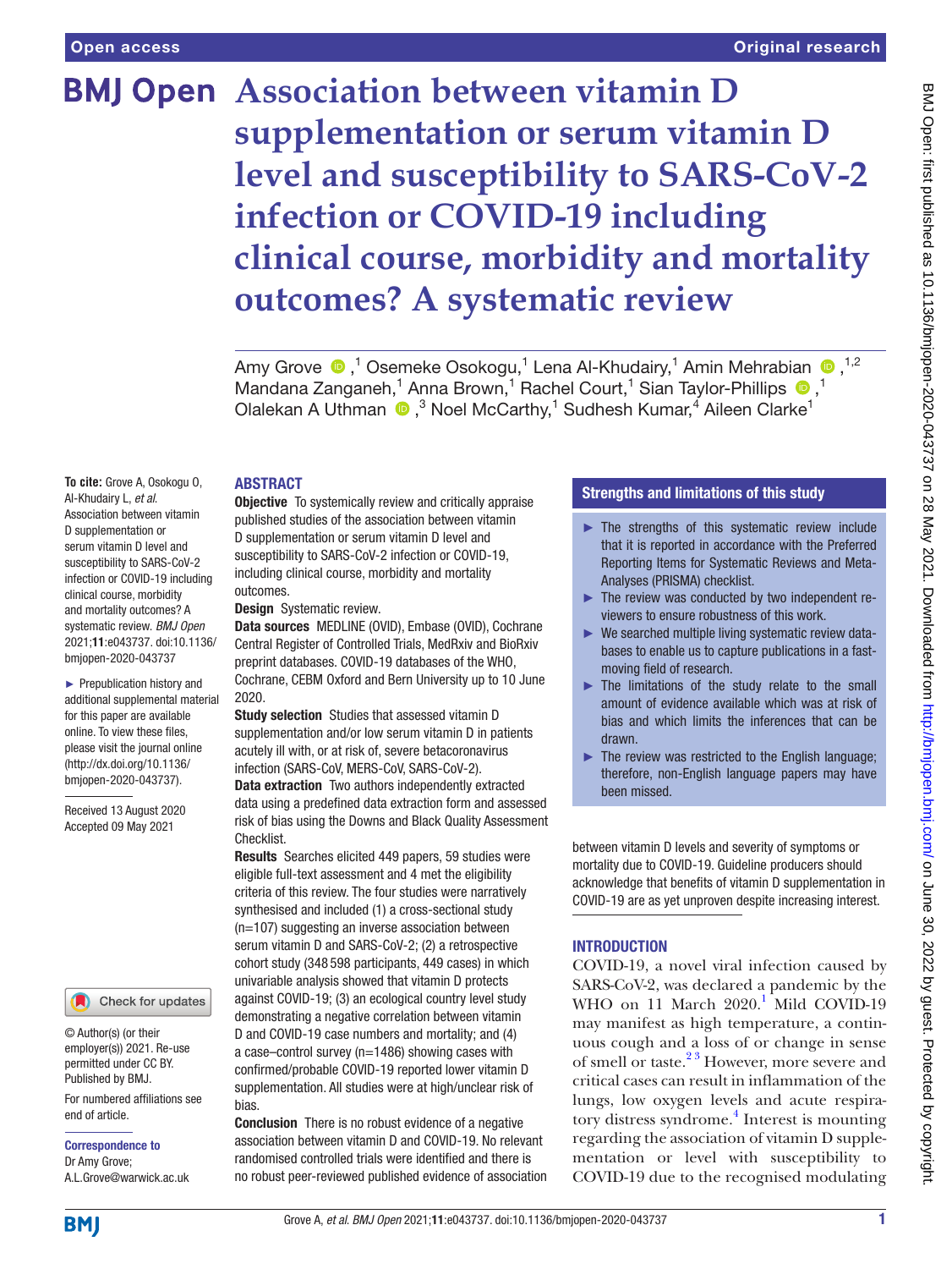Open access

Original research

# Association between vitamin D supplementation or serum vitamin D level and susceptibility to SARS-CoV-2 infection or COVID-19 including clinical course, morbidity and mortality outcomes? A systematic review

Amy Grove,[1] Osemeke Osokogu,[1] Lena Al-Khudairy,[1] Amin Mehrabian,[1,2] Mandana Zanganeh,[1] Anna Brown,[1] Rachel Court,[1] Sian Taylor-Phillips,[1] Olalekan A Uthman,[3] Noel McCarthy,[1] Sudhesh Kumar,[4] Aileen Clarke[1]

**To cite:** Grove A, Osokogu O, Al-Khudairy L, *et al*. Association between vitamin D supplementation or serum vitamin D level and susceptibility to SARS-CoV-2 infection or COVID-19 including clinical course, morbidity and mortality outcomes? A systematic review. *BMJ Open* 2021;**11**:e043737. doi:10.1136/bmjopen-2020-043737

► Prepublication history and additional supplemental material for this paper are available online. To view these files, please visit the journal online (http://dx.doi.org/10.1136/bmjopen-2020-043737).

Received 13 August 2020
Accepted 09 May 2021

© Author(s) (or their employer(s)) 2021. Re-use permitted under CC BY. Published by BMJ.

For numbered affiliations see end of article.

**Correspondence to**
Dr Amy Grove;
A.L.Grove@warwick.ac.uk

## ABSTRACT

**Objective** To systemically review and critically appraise published studies of the association between vitamin D supplementation or serum vitamin D level and susceptibility to SARS-CoV-2 infection or COVID-19, including clinical course, morbidity and mortality outcomes.

**Design** Systematic review.

**Data sources** MEDLINE (OVID), Embase (OVID), Cochrane Central Register of Controlled Trials, MedRxiv and BioRxiv preprint databases. COVID-19 databases of the WHO, Cochrane, CEBM Oxford and Bern University up to 10 June 2020.

**Study selection** Studies that assessed vitamin D supplementation and/or low serum vitamin D in patients acutely ill with, or at risk of, severe betacoronavirus infection (SARS-CoV, MERS-CoV, SARS-CoV-2).

**Data extraction** Two authors independently extracted data using a predefined data extraction form and assessed risk of bias using the Downs and Black Quality Assessment Checklist.

**Results** Searches elicited 449 papers, 59 studies were eligible full-text assessment and 4 met the eligibility criteria of this review. The four studies were narratively synthesised and included (1) a cross-sectional study (n=107) suggesting an inverse association between serum vitamin D and SARS-CoV-2; (2) a retrospective cohort study (348 598 participants, 449 cases) in which univariable analysis showed that vitamin D protects against COVID-19; (3) an ecological country level study demonstrating a negative correlation between vitamin D and COVID-19 case numbers and mortality; and (4) a case–control survey (n=1486) showing cases with confirmed/probable COVID-19 reported lower vitamin D supplementation. All studies were at high/unclear risk of bias.

**Conclusion** There is no robust evidence of a negative association between vitamin D and COVID-19. No relevant randomised controlled trials were identified and there is no robust peer-reviewed published evidence of association between vitamin D levels and severity of symptoms or mortality due to COVID-19. Guideline producers should acknowledge that benefits of vitamin D supplementation in COVID-19 are as yet unproven despite increasing interest.

### Strengths and limitations of this study

► The strengths of this systematic review include that it is reported in accordance with the Preferred Reporting Items for Systematic Reviews and Meta-Analyses (PRISMA) checklist.
► The review was conducted by two independent reviewers to ensure robustness of this work.
► We searched multiple living systematic review databases to enable us to capture publications in a fast-moving field of research.
► The limitations of the study relate to the small amount of evidence available which was at risk of bias and which limits the inferences that can be drawn.
► The review was restricted to the English language; therefore, non-English language papers may have been missed.

## INTRODUCTION

COVID-19, a novel viral infection caused by SARS-CoV-2, was declared a pandemic by the WHO on 11 March 2020.[1] Mild COVID-19 may manifest as high temperature, a continuous cough and a loss of or change in sense of smell or taste.[2,3] However, more severe and critical cases can result in inflammation of the lungs, low oxygen levels and acute respiratory distress syndrome.[4] Interest is mounting regarding the association of vitamin D supplementation or level with susceptibility to COVID-19 due to the recognised modulating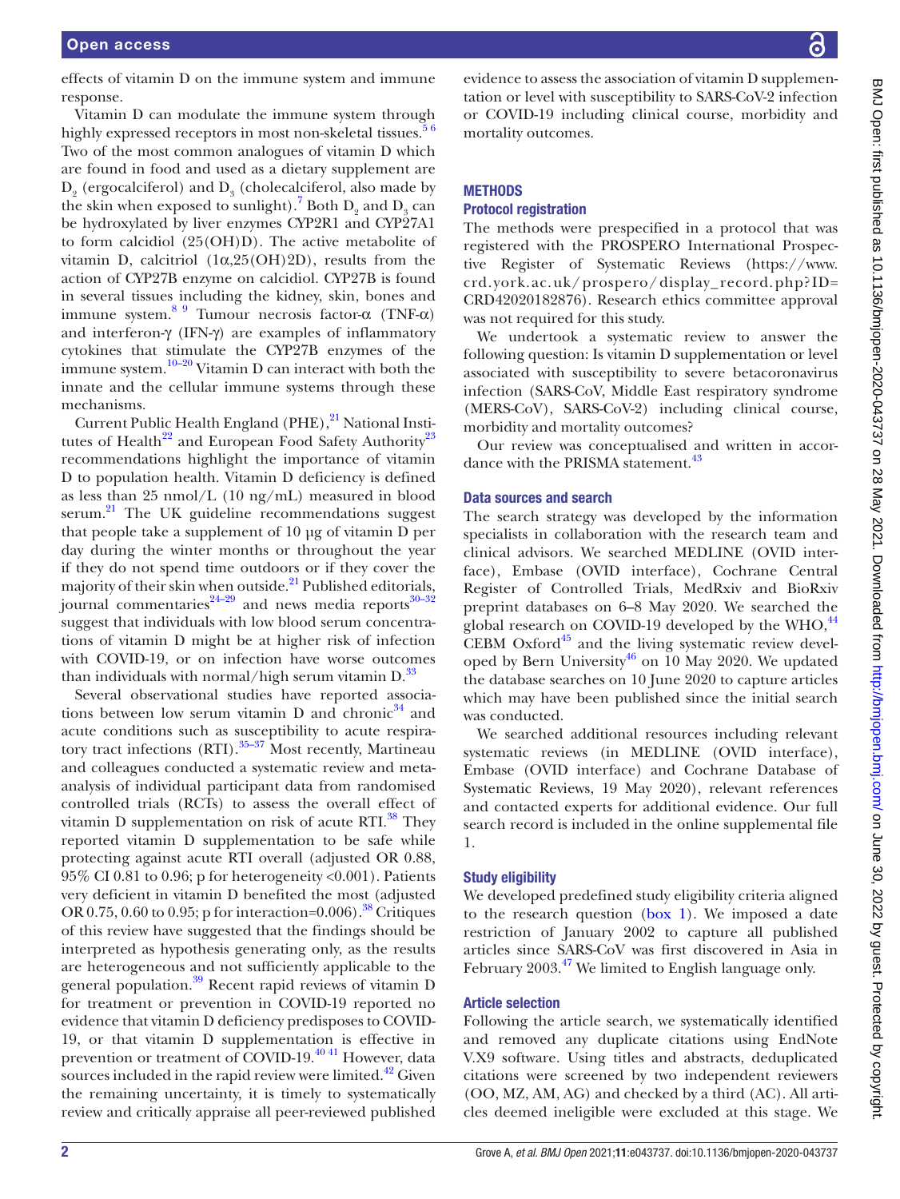effects of vitamin D on the immune system and immune response.

Vitamin D can modulate the immune system through highly expressed receptors in most non-skeletal tissues.[5 6] Two of the most common analogues of vitamin D which are found in food and used as a dietary supplement are $D_2$ (ergocalciferol) and $D_3$ (cholecalciferol, also made by the skin when exposed to sunlight).[7] Both $D_2$ and $D_3$ can be hydroxylated by liver enzymes CYP2R1 and CYP27A1 to form calcidiol (25(OH)D). The active metabolite of vitamin D, calcitriol (1α,25(OH)2D), results from the action of CYP27B enzyme on calcidiol. CYP27B is found in several tissues including the kidney, skin, bones and immune system.[8 9] Tumour necrosis factor-α (TNF-α) and interferon-γ (IFN-γ) are examples of inflammatory cytokines that stimulate the CYP27B enzymes of the immune system.[10–20] Vitamin D can interact with both the innate and the cellular immune systems through these mechanisms.

Current Public Health England (PHE),[21] National Institutes of Health[22] and European Food Safety Authority[23] recommendations highlight the importance of vitamin D to population health. Vitamin D deficiency is defined as less than 25 nmol/L (10 ng/mL) measured in blood serum.[21] The UK guideline recommendations suggest that people take a supplement of 10 µg of vitamin D per day during the winter months or throughout the year if they do not spend time outdoors or if they cover the majority of their skin when outside.[21] Published editorials, journal commentaries[24–29] and news media reports[30–32] suggest that individuals with low blood serum concentrations of vitamin D might be at higher risk of infection with COVID-19, or on infection have worse outcomes than individuals with normal/high serum vitamin D.[33]

Several observational studies have reported associations between low serum vitamin D and chronic[34] and acute conditions such as susceptibility to acute respiratory tract infections (RTI).[35–37] Most recently, Martineau and colleagues conducted a systematic review and meta-analysis of individual participant data from randomised controlled trials (RCTs) to assess the overall effect of vitamin D supplementation on risk of acute RTI.[38] They reported vitamin D supplementation to be safe while protecting against acute RTI overall (adjusted OR 0.88, 95% CI 0.81 to 0.96; p for heterogeneity <0.001). Patients very deficient in vitamin D benefited the most (adjusted OR 0.75, 0.60 to 0.95; p for interaction=0.006).[38] Critiques of this review have suggested that the findings should be interpreted as hypothesis generating only, as the results are heterogeneous and not sufficiently applicable to the general population.[39] Recent rapid reviews of vitamin D for treatment or prevention in COVID-19 reported no evidence that vitamin D deficiency predisposes to COVID-19, or that vitamin D supplementation is effective in prevention or treatment of COVID-19.[40 41] However, data sources included in the rapid review were limited.[42] Given the remaining uncertainty, it is timely to systematically review and critically appraise all peer-reviewed published evidence to assess the association of vitamin D supplementation or level with susceptibility to SARS-CoV-2 infection or COVID-19 including clinical course, morbidity and mortality outcomes.

## METHODS

### Protocol registration

The methods were prespecified in a protocol that was registered with the PROSPERO International Prospective Register of Systematic Reviews (https://www.crd.york.ac.uk/prospero/display_record.php?ID=CRD42020182876). Research ethics committee approval was not required for this study.

We undertook a systematic review to answer the following question: Is vitamin D supplementation or level associated with susceptibility to severe betacoronavirus infection (SARS-CoV, Middle East respiratory syndrome (MERS-CoV), SARS-CoV-2) including clinical course, morbidity and mortality outcomes?

Our review was conceptualised and written in accordance with the PRISMA statement.[43]

### Data sources and search

The search strategy was developed by the information specialists in collaboration with the research team and clinical advisors. We searched MEDLINE (OVID interface), Embase (OVID interface), Cochrane Central Register of Controlled Trials, MedRxiv and BioRxiv preprint databases on 6–8 May 2020. We searched the global research on COVID-19 developed by the WHO,[44] CEBM Oxford[45] and the living systematic review developed by Bern University[46] on 10 May 2020. We updated the database searches on 10 June 2020 to capture articles which may have been published since the initial search was conducted.

We searched additional resources including relevant systematic reviews (in MEDLINE (OVID interface), Embase (OVID interface) and Cochrane Database of Systematic Reviews, 19 May 2020), relevant references and contacted experts for additional evidence. Our full search record is included in the online supplemental file 1.

### Study eligibility

We developed predefined study eligibility criteria aligned to the research question (box 1). We imposed a date restriction of January 2002 to capture all published articles since SARS-CoV was first discovered in Asia in February 2003.[47] We limited to English language only.

### Article selection

Following the article search, we systematically identified and removed any duplicate citations using EndNote V.X9 software. Using titles and abstracts, deduplicated citations were screened by two independent reviewers (OO, MZ, AM, AG) and checked by a third (AC). All articles deemed ineligible were excluded at this stage. We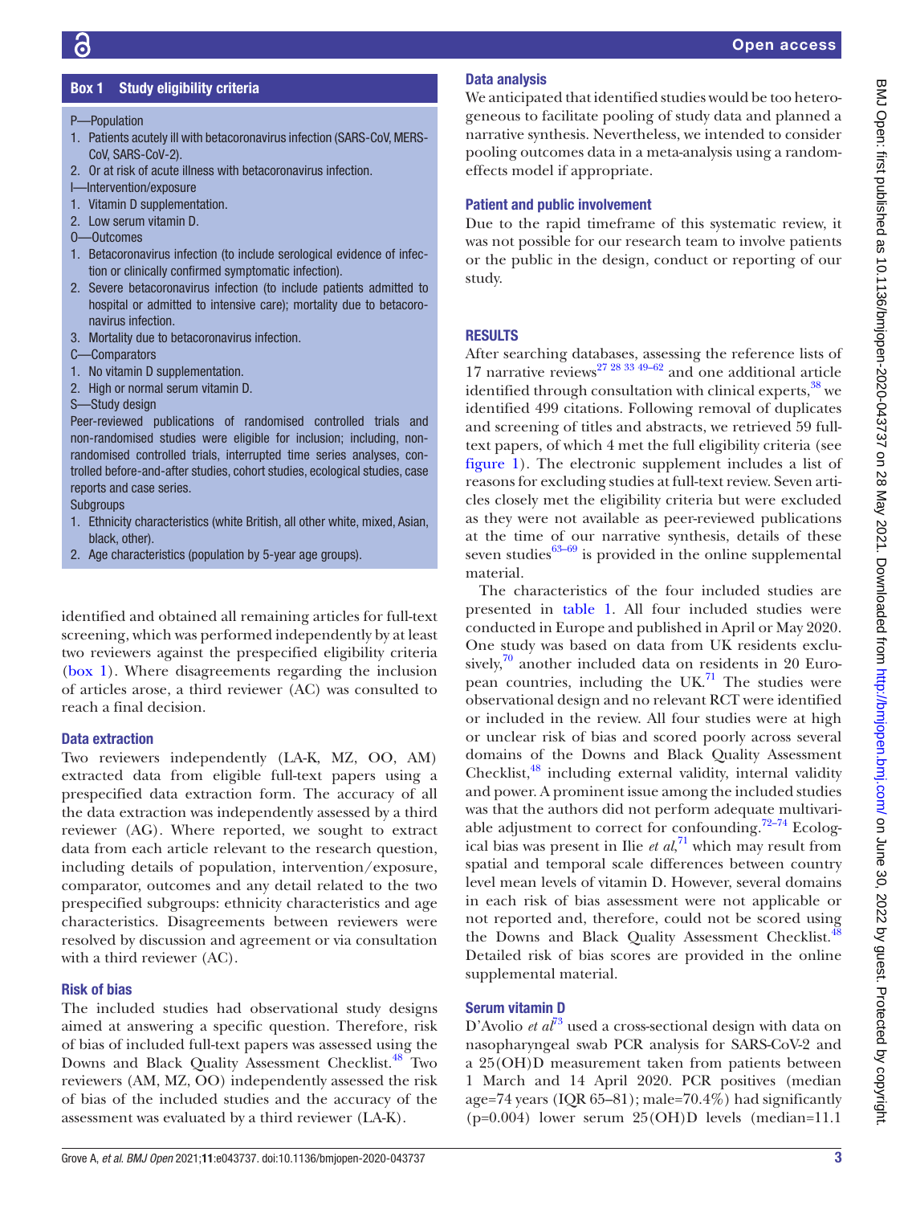## Box 1 Study eligibility criteria

P—Population

1. Patients acutely ill with betacoronavirus infection (SARS-CoV, MERS-CoV, SARS-CoV-2).
2. Or at risk of acute illness with betacoronavirus infection.

I—Intervention/exposure

1. Vitamin D supplementation.
2. Low serum vitamin D.

O—Outcomes

1. Betacoronavirus infection (to include serological evidence of infection or clinically confirmed symptomatic infection).
2. Severe betacoronavirus infection (to include patients admitted to hospital or admitted to intensive care); mortality due to betacoronavirus infection.
3. Mortality due to betacoronavirus infection.

C—Comparators

1. No vitamin D supplementation.
2. High or normal serum vitamin D.

S—Study design

Peer-reviewed publications of randomised controlled trials and non-randomised studies were eligible for inclusion; including, non-randomised controlled trials, interrupted time series analyses, controlled before-and-after studies, cohort studies, ecological studies, case reports and case series.

Subgroups

1. Ethnicity characteristics (white British, all other white, mixed, Asian, black, other).
2. Age characteristics (population by 5-year age groups).

identified and obtained all remaining articles for full-text screening, which was performed independently by at least two reviewers against the prespecified eligibility criteria (box 1). Where disagreements regarding the inclusion of articles arose, a third reviewer (AC) was consulted to reach a final decision.

### Data extraction

Two reviewers independently (LA-K, MZ, OO, AM) extracted data from eligible full-text papers using a prespecified data extraction form. The accuracy of all the data extraction was independently assessed by a third reviewer (AG). Where reported, we sought to extract data from each article relevant to the research question, including details of population, intervention/exposure, comparator, outcomes and any detail related to the two prespecified subgroups: ethnicity characteristics and age characteristics. Disagreements between reviewers were resolved by discussion and agreement or via consultation with a third reviewer (AC).

### Risk of bias

The included studies had observational study designs aimed at answering a specific question. Therefore, risk of bias of included full-text papers was assessed using the Downs and Black Quality Assessment Checklist.[48] Two reviewers (AM, MZ, OO) independently assessed the risk of bias of the included studies and the accuracy of the assessment was evaluated by a third reviewer (LA-K).

### Data analysis

We anticipated that identified studies would be too heterogeneous to facilitate pooling of study data and planned a narrative synthesis. Nevertheless, we intended to consider pooling outcomes data in a meta-analysis using a random-effects model if appropriate.

### Patient and public involvement

Due to the rapid timeframe of this systematic review, it was not possible for our research team to involve patients or the public in the design, conduct or reporting of our study.

## RESULTS

After searching databases, assessing the reference lists of 17 narrative reviews[27 28 33 49–62] and one additional article identified through consultation with clinical experts,[38] we identified 499 citations. Following removal of duplicates and screening of titles and abstracts, we retrieved 59 full-text papers, of which 4 met the full eligibility criteria (see figure 1). The electronic supplement includes a list of reasons for excluding studies at full-text review. Seven articles closely met the eligibility criteria but were excluded as they were not available as peer-reviewed publications at the time of our narrative synthesis, details of these seven studies[63–69] is provided in the online supplemental material.

The characteristics of the four included studies are presented in table 1. All four included studies were conducted in Europe and published in April or May 2020. One study was based on data from UK residents exclusively,[70] another included data on residents in 20 European countries, including the UK.[71] The studies were observational design and no relevant RCT were identified or included in the review. All four studies were at high or unclear risk of bias and scored poorly across several domains of the Downs and Black Quality Assessment Checklist,[48] including external validity, internal validity and power. A prominent issue among the included studies was that the authors did not perform adequate multivariable adjustment to correct for confounding.[72–74] Ecological bias was present in Ilie *et al*,[71] which may result from spatial and temporal scale differences between country level mean levels of vitamin D. However, several domains in each risk of bias assessment were not applicable or not reported and, therefore, could not be scored using the Downs and Black Quality Assessment Checklist.[48] Detailed risk of bias scores are provided in the online supplemental material.

### Serum vitamin D

D'Avolio *et al*[73] used a cross-sectional design with data on nasopharyngeal swab PCR analysis for SARS-CoV-2 and a 25(OH)D measurement taken from patients between 1 March and 14 April 2020. PCR positives (median age=74 years (IQR 65–81); male=70.4%) had significantly ($p=0.004$) lower serum 25(OH)D levels (median=11.1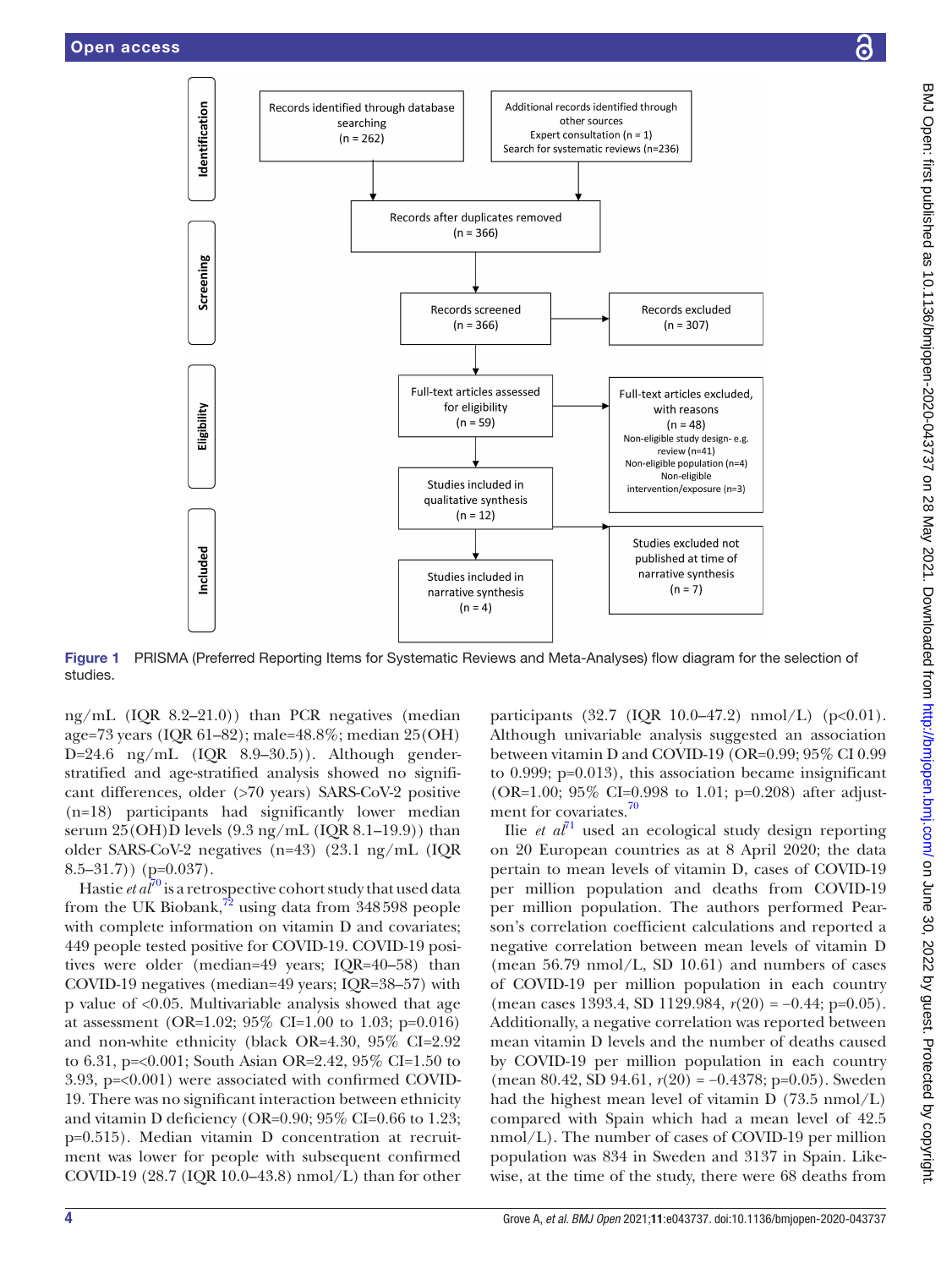**Identification**

Records identified through database searching (n = 262)

Additional records identified through other sources
Expert consultation (n = 1)
Search for systematic reviews (n=236)

Records after duplicates removed (n = 366)

**Screening**

Records screened (n = 366)

Records excluded (n = 307)

**Eligibility**

Full-text articles assessed for eligibility (n = 59)

Full-text articles excluded, with reasons (n = 48)
Non-eligible study design- e.g. review (n=41)
Non-eligible population (n=4)
Non-eligible intervention/exposure (n=3)

Studies included in qualitative synthesis (n = 12)

**Included**

Studies excluded not published at time of narrative synthesis (n = 7)

Studies included in narrative synthesis (n = 4)

**Figure 1** PRISMA (Preferred Reporting Items for Systematic Reviews and Meta-Analyses) flow diagram for the selection of studies.

ng/mL (IQR 8.2–21.0)) than PCR negatives (median age=73 years (IQR 61–82); male=48.8%; median 25(OH) D=24.6 ng/mL (IQR 8.9–30.5)). Although gender-stratified and age-stratified analysis showed no significant differences, older (>70 years) SARS-CoV-2 positive (n=18) participants had significantly lower median serum 25(OH)D levels (9.3 ng/mL (IQR 8.1–19.9)) than older SARS-CoV-2 negatives (n=43) (23.1 ng/mL (IQR 8.5–31.7)) (p=0.037).

Hastie *et al*[70] is a retrospective cohort study that used data from the UK Biobank,[72] using data from 348 598 people with complete information on vitamin D and covariates; 449 people tested positive for COVID-19. COVID-19 positives were older (median=49 years; IQR=40–58) than COVID-19 negatives (median=49 years; IQR=38–57) with p value of <0.05. Multivariable analysis showed that age at assessment (OR=1.02; 95% CI=1.00 to 1.03; p=0.016) and non-white ethnicity (black OR=4.30, 95% CI=2.92 to 6.31, p=<0.001; South Asian OR=2.42, 95% CI=1.50 to 3.93, p=<0.001) were associated with confirmed COVID-19. There was no significant interaction between ethnicity and vitamin D deficiency (OR=0.90; 95% CI=0.66 to 1.23; p=0.515). Median vitamin D concentration at recruitment was lower for people with subsequent confirmed COVID-19 (28.7 (IQR 10.0–43.8) nmol/L) than for other participants (32.7 (IQR 10.0–47.2) nmol/L) (p<0.01). Although univariable analysis suggested an association between vitamin D and COVID-19 (OR=0.99; 95% CI 0.99 to 0.999; p=0.013), this association became insignificant (OR=1.00; 95% CI=0.998 to 1.01; p=0.208) after adjustment for covariates.[70]

Ilie *et al*[71] used an ecological study design reporting on 20 European countries as at 8 April 2020; the data pertain to mean levels of vitamin D, cases of COVID-19 per million population and deaths from COVID-19 per million population. The authors performed Pearson's correlation coefficient calculations and reported a negative correlation between mean levels of vitamin D (mean 56.79 nmol/L, SD 10.61) and numbers of cases of COVID-19 per million population in each country (mean cases 1393.4, SD 1129.984, $r(20) = -0.44$; p=0.05). Additionally, a negative correlation was reported between mean vitamin D levels and the number of deaths caused by COVID-19 per million population in each country (mean 80.42, SD 94.61, $r(20) = -0.4378$; p=0.05). Sweden had the highest mean level of vitamin D (73.5 nmol/L) compared with Spain which had a mean level of 42.5 nmol/L. The number of cases of COVID-19 per million population was 834 in Sweden and 3137 in Spain. Likewise, at the time of the study, there were 68 deaths from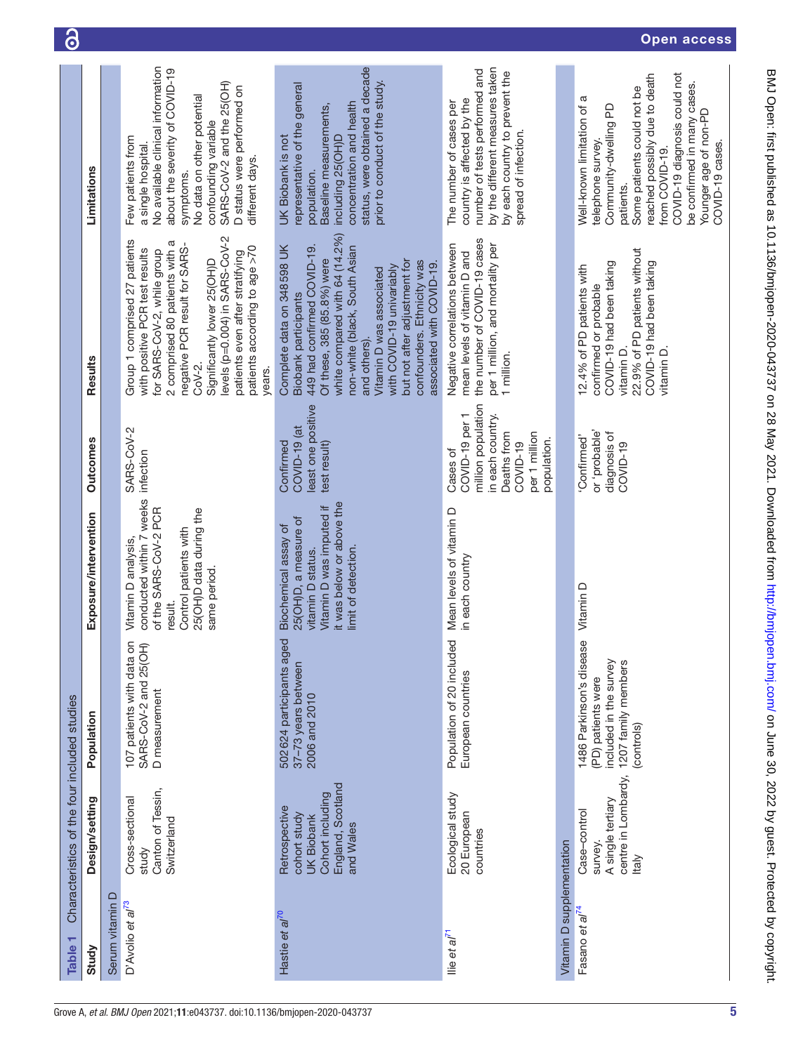**Table 1** Characteristics of the four included studies

| Study | Design/setting | Population | Exposure/intervention | Outcomes | Results | Limitations |
|---|---|---|---|---|---|---|
| **Serum vitamin D** | | | | | | |
| D'Avolio *et al*[73] | Cross-sectional study<br>Canton of Tessin, Switzerland | 107 patients with data on SARS-CoV-2 and 25(OH)D measurement | Vitamin D analysis, conducted within 7 weeks of the SARS-CoV-2 PCR result.<br>Control patients with 25(OH)D data during the same period. | SARS-CoV-2 infection | Group 1 comprised 27 patients with positive PCR test results for SARS-CoV-2, while group 2 comprised 80 patients with a negative PCR result for SARS-CoV-2.<br>Significantly lower 25(OH)D levels (p=0.004) in SARS-CoV-2 patients even after stratifying patients according to age >70 years. | Few patients from a single hospital.<br>No available clinical information about the severity of COVID-19 symptoms.<br>No data on other potential confounding variable<br>SARS-CoV-2 and the 25(OH)D status were performed on different days. |
| Hastie *et al*[70] | Retrospective cohort study<br>UK Biobank Cohort including England, Scotland and Wales | 502 624 participants aged 37–73 years between 2006 and 2010 | Biochemical assay of 25(OH)D, a measure of vitamin D status.<br>Vitamin D was imputed if it was below or above the limit of detection. | Confirmed COVID-19 (at least one positive test result) | Complete data on 348 598 UK Biobank participants<br>449 had confirmed COVID-19.<br>Of these, 385 (85.8%) were white compared with 64 (14.2%) non-white (black, South Asian and others).<br>Vitamin D was associated with COVID-19 univariably but not after adjustment for confounders. Ethnicity was associated with COVID-19. | UK Biobank is not representative of the general population.<br>Baseline measurements, including 25(OH)D concentration and health status, were obtained a decade prior to conduct of the study. |
| Ilie *et al*[71] | Ecological study<br>20 European countries | Population of 20 included European countries | Mean levels of vitamin D in each country | Cases of COVID-19 per 1 million population in each country. Deaths from COVID-19 per 1 million population. | Negative correlations between mean levels of vitamin D and the number of COVID-19 cases per 1 million, and mortality per 1 million. | The number of cases per country is affected by the number of tests performed and by the different measures taken by each country to prevent the spread of infection. |
| **Vitamin D supplementation** | | | | | | |
| Fasano *et al*[74] | Case–control survey.<br>A single tertiary centre in Lombardy, Italy | 1486 Parkinson's disease (PD) patients were included in the survey<br>1207 family members (controls) | Vitamin D | 'Confirmed' or 'probable' diagnosis of COVID-19 | 12.4% of PD patients with confirmed or probable COVID-19 had been taking vitamin D.<br>22.9% of PD patients without COVID-19 had been taking vitamin D. | Well-known limitation of a telephone survey.<br>Community-dwelling PD patients.<br>Some patients could not be reached possibly due to death from COVID-19.<br>COVID-19 diagnosis could not be confirmed in many cases.<br>Younger age of non-PD COVID-19 cases. |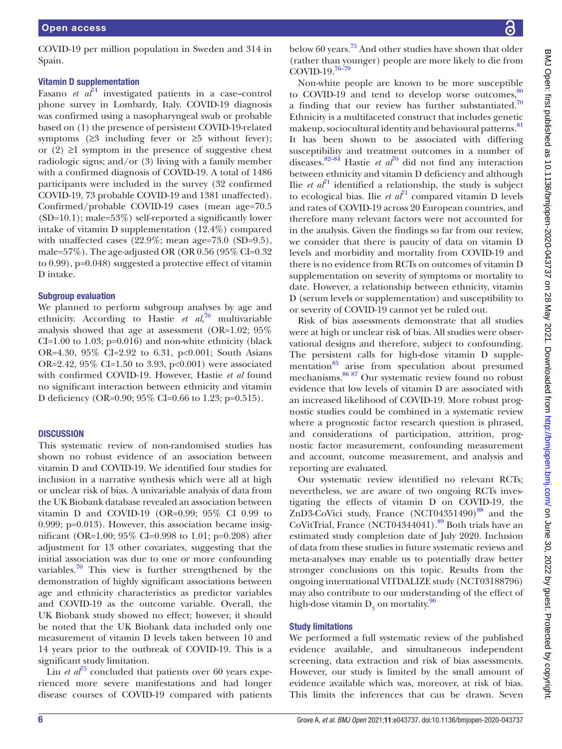COVID-19 per million population in Sweden and 314 in Spain.

### Vitamin D supplementation

Fasano *et al*[74] investigated patients in a case–control phone survey in Lombardy, Italy. COVID-19 diagnosis was confirmed using a nasopharyngeal swab or probable based on (1) the presence of persistent COVID-19-related symptoms (≥3 including fever or ≥5 without fever); or (2) ≥1 symptom in the presence of suggestive chest radiologic signs; and/or (3) living with a family member with a confirmed diagnosis of COVID-19. A total of 1486 participants were included in the survey (32 confirmed COVID-19, 73 probable COVID-19 and 1381 unaffected). Confirmed/probable COVID-19 cases (mean age=70.5 (SD=10.1); male=53%) self-reported a significantly lower intake of vitamin D supplementation (12.4%) compared with unaffected cases (22.9%; mean age=73.0 (SD=9.5), male=57%). The age-adjusted OR (OR 0.56 (95% CI=0.32 to 0.99), p=0.048) suggested a protective effect of vitamin D intake.

### Subgroup evaluation

We planned to perform subgroup analyses by age and ethnicity. According to Hastie *et al*,[70] multivariable analysis showed that age at assessment (OR=1.02; 95% CI=1.00 to 1.03; p=0.016) and non-white ethnicity (black OR=4.30, 95% CI=2.92 to 6.31, p<0.001; South Asians OR=2.42, 95% CI=1.50 to 3.93, p<0.001) were associated with confirmed COVID-19. However, Hastie *et al* found no significant interaction between ethnicity and vitamin D deficiency (OR=0.90; 95% CI=0.66 to 1.23; p=0.515).

## DISCUSSION

This systematic review of non-randomised studies has shown no robust evidence of an association between vitamin D and COVID-19. We identified four studies for inclusion in a narrative synthesis which were all at high or unclear risk of bias. A univariable analysis of data from the UK Biobank database revealed an association between vitamin D and COVID-19 (OR=0.99; 95% CI 0.99 to 0.999; p=0.013). However, this association became insignificant (OR=1.00; 95% CI=0.998 to 1.01; p=0.208) after adjustment for 13 other covariates, suggesting that the initial association was due to one or more confounding variables.[70] This view is further strengthened by the demonstration of highly significant associations between age and ethnicity characteristics as predictor variables and COVID-19 as the outcome variable. Overall, the UK Biobank study showed no effect; however, it should be noted that the UK Biobank data included only one measurement of vitamin D levels taken between 10 and 14 years prior to the outbreak of COVID-19. This is a significant study limitation.

Liu *et al*[75] concluded that patients over 60 years experienced more severe manifestations and had longer disease courses of COVID-19 compared with patients below 60 years.[75] And other studies have shown that older (rather than younger) people are more likely to die from COVID-19.[76–79]

Non-white people are known to be more susceptible to COVID-19 and tend to develop worse outcomes,[80] a finding that our review has further substantiated.[70] Ethnicity is a multifaceted construct that includes genetic makeup, sociocultural identity and behavioural patterns.[81] It has been shown to be associated with differing susceptibility and treatment outcomes in a number of diseases.[82–84] Hastie *et al*[70] did not find any interaction between ethnicity and vitamin D deficiency and although Ilie *et al*[71] identified a relationship, the study is subject to ecological bias. Ilie *et al*[71] compared vitamin D levels and rates of COVID-19 across 20 European countries, and therefore many relevant factors were not accounted for in the analysis. Given the findings so far from our review, we consider that there is paucity of data on vitamin D levels and morbidity and mortality from COVID-19 and there is no evidence from RCTs on outcomes of vitamin D supplementation on severity of symptoms or mortality to date. However, a relationship between ethnicity, vitamin D (serum levels or supplementation) and susceptibility to or severity of COVID-19 cannot yet be ruled out.

Risk of bias assessments demonstrate that all studies were at high or unclear risk of bias. All studies were observational designs and therefore, subject to confounding. The persistent calls for high-dose vitamin D supplementation[85] arise from speculation about presumed mechanisms.[86 87] Our systematic review found no robust evidence that low levels of vitamin D are associated with an increased likelihood of COVID-19. More robust prognostic studies could be combined in a systematic review where a prognostic factor research question is phrased, and considerations of participation, attrition, prognostic factor measurement, confounding measurement and account, outcome measurement, and analysis and reporting are evaluated.

Our systematic review identified no relevant RCTs; nevertheless, we are aware of two ongoing RCTs investigating the effects of vitamin D on COVID-19, the ZnD3-CoVici study, France (NCT04351490)[88] and the CoVitTrial, France (NCT04344041).[89] Both trials have an estimated study completion date of July 2020. Inclusion of data from these studies in future systematic reviews and meta-analyses may enable us to potentially draw better stronger conclusions on this topic. Results from the ongoing international VITDALIZE study (NCT03188796) may also contribute to our understanding of the effect of high-dose vitamin $D_3$ on mortality.[90]

### Study limitations

We performed a full systematic review of the published evidence available, and simultaneous independent screening, data extraction and risk of bias assessments. However, our study is limited by the small amount of evidence available which was, moreover, at risk of bias. This limits the inferences that can be drawn. Seven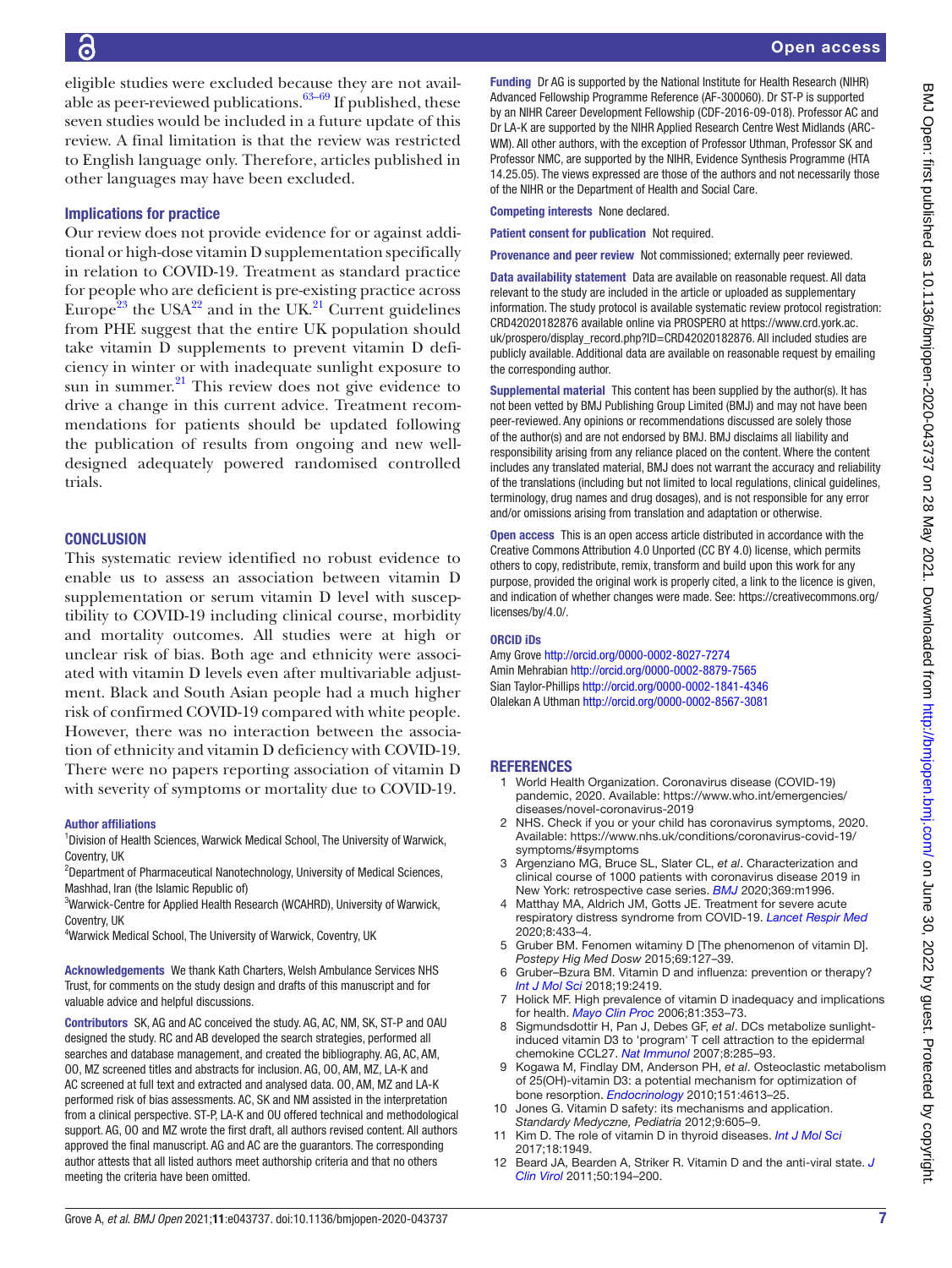eligible studies were excluded because they are not available as peer-reviewed publications.[63–69] If published, these seven studies would be included in a future update of this review. A final limitation is that the review was restricted to English language only. Therefore, articles published in other languages may have been excluded.

### Implications for practice

Our review does not provide evidence for or against additional or high-dose vitamin D supplementation specifically in relation to COVID-19. Treatment as standard practice for people who are deficient is pre-existing practice across Europe[23] the USA[22] and in the UK.[21] Current guidelines from PHE suggest that the entire UK population should take vitamin D supplements to prevent vitamin D deficiency in winter or with inadequate sunlight exposure to sun in summer.[21] This review does not give evidence to drive a change in this current advice. Treatment recommendations for patients should be updated following the publication of results from ongoing and new well-designed adequately powered randomised controlled trials.

## CONCLUSION

This systematic review identified no robust evidence to enable us to assess an association between vitamin D supplementation or serum vitamin D level with susceptibility to COVID-19 including clinical course, morbidity and mortality outcomes. All studies were at high or unclear risk of bias. Both age and ethnicity were associated with vitamin D levels even after multivariable adjustment. Black and South Asian people had a much higher risk of confirmed COVID-19 compared with white people. However, there was no interaction between the association of ethnicity and vitamin D deficiency with COVID-19. There were no papers reporting association of vitamin D with severity of symptoms or mortality due to COVID-19.

#### Author affiliations

[1]Division of Health Sciences, Warwick Medical School, The University of Warwick, Coventry, UK
[2]Department of Pharmaceutical Nanotechnology, University of Medical Sciences, Mashhad, Iran (the Islamic Republic of)
[3]Warwick-Centre for Applied Health Research (WCAHRD), University of Warwick, Coventry, UK
[4]Warwick Medical School, The University of Warwick, Coventry, UK

**Acknowledgements** We thank Kath Charters, Welsh Ambulance Services NHS Trust, for comments on the study design and drafts of this manuscript and for valuable advice and helpful discussions.

**Contributors** SK, AG and AC conceived the study. AG, AC, NM, SK, ST-P and OAU designed the study. RC and AB developed the search strategies, performed all searches and database management, and created the bibliography. AG, AC, AM, OO, MZ screened titles and abstracts for inclusion. AG, OO, AM, MZ, LA-K and AC screened at full text and extracted and analysed data. OO, AM, MZ and LA-K performed risk of bias assessments. AC, SK and NM assisted in the interpretation from a clinical perspective. ST-P, LA-K and OU offered technical and methodological support. AG, OO and MZ wrote the first draft, all authors revised content. All authors approved the final manuscript. AG and AC are the guarantors. The corresponding author attests that all listed authors meet authorship criteria and that no others meeting the criteria have been omitted.

**Funding** Dr AG is supported by the National Institute for Health Research (NIHR) Advanced Fellowship Programme Reference (AF-300060). Dr ST-P is supported by an NIHR Career Development Fellowship (CDF-2016-09-018). Professor AC and Dr LA-K are supported by the NIHR Applied Research Centre West Midlands (ARC-WM). All other authors, with the exception of Professor Uthman, Professor SK and Professor NMC, are supported by the NIHR, Evidence Synthesis Programme (HTA 14.25.05). The views expressed are those of the authors and not necessarily those of the NIHR or the Department of Health and Social Care.

**Competing interests** None declared.

**Patient consent for publication** Not required.

**Provenance and peer review** Not commissioned; externally peer reviewed.

**Data availability statement** Data are available on reasonable request. All data relevant to the study are included in the article or uploaded as supplementary information. The study protocol is available systematic review protocol registration: CRD42020182876 available online via PROSPERO at https://www.crd.york.ac.uk/prospero/display_record.php?ID=CRD42020182876. All included studies are publicly available. Additional data are available on reasonable request by emailing the corresponding author.

**Supplemental material** This content has been supplied by the author(s). It has not been vetted by BMJ Publishing Group Limited (BMJ) and may not have been peer-reviewed. Any opinions or recommendations discussed are solely those of the author(s) and are not endorsed by BMJ. BMJ disclaims all liability and responsibility arising from any reliance placed on the content. Where the content includes any translated material, BMJ does not warrant the accuracy and reliability of the translations (including but not limited to local regulations, clinical guidelines, terminology, drug names and drug dosages), and is not responsible for any error and/or omissions arising from translation and adaptation or otherwise.

**Open access** This is an open access article distributed in accordance with the Creative Commons Attribution 4.0 Unported (CC BY 4.0) license, which permits others to copy, redistribute, remix, transform and build upon this work for any purpose, provided the original work is properly cited, a link to the licence is given, and indication of whether changes were made. See: https://creativecommons.org/licenses/by/4.0/.

#### ORCID iDs

Amy Grove http://orcid.org/0000-0002-8027-7274
Amin Mehrabian http://orcid.org/0000-0002-8879-7565
Sian Taylor-Phillips http://orcid.org/0000-0002-1841-4346
Olalekan A Uthman http://orcid.org/0000-0002-8567-3081

## REFERENCES

1. World Health Organization. Coronavirus disease (COVID-19) pandemic, 2020. Available: https://www.who.int/emergencies/diseases/novel-coronavirus-2019
2. NHS. Check if you or your child has coronavirus symptoms, 2020. Available: https://www.nhs.uk/conditions/coronavirus-covid-19/symptoms/#symptoms
3. Argenziano MG, Bruce SL, Slater CL, *et al*. Characterization and clinical course of 1000 patients with coronavirus disease 2019 in New York: retrospective case series. *BMJ* 2020;369:m1996.
4. Matthay MA, Aldrich JM, Gotts JE. Treatment for severe acute respiratory distress syndrome from COVID-19. *Lancet Respir Med* 2020;8:433–4.
5. Gruber BM. Fenomen witaminy D [The phenomenon of vitamin D]. *Postepy Hig Med Dosw* 2015;69:127–39.
6. Gruber–Bzura BM. Vitamin D and influenza: prevention or therapy? *Int J Mol Sci* 2018;19:2419.
7. Holick MF. High prevalence of vitamin D inadequacy and implications for health. *Mayo Clin Proc* 2006;81:353–73.
8. Sigmundsdottir H, Pan J, Debes GF, *et al*. DCs metabolize sunlight-induced vitamin D3 to 'program' T cell attraction to the epidermal chemokine CCL27. *Nat Immunol* 2007;8:285–93.
9. Kogawa M, Findlay DM, Anderson PH, *et al*. Osteoclastic metabolism of 25(OH)-vitamin D3: a potential mechanism for optimization of bone resorption. *Endocrinology* 2010;151:4613–25.
10. Jones G. Vitamin D safety: its mechanisms and application. *Standardy Medyczne, Pediatria* 2012;9:605–9.
11. Kim D. The role of vitamin D in thyroid diseases. *Int J Mol Sci* 2017;18:1949.
12. Beard JA, Bearden A, Striker R. Vitamin D and the anti-viral state. *J Clin Virol* 2011;50:194–200.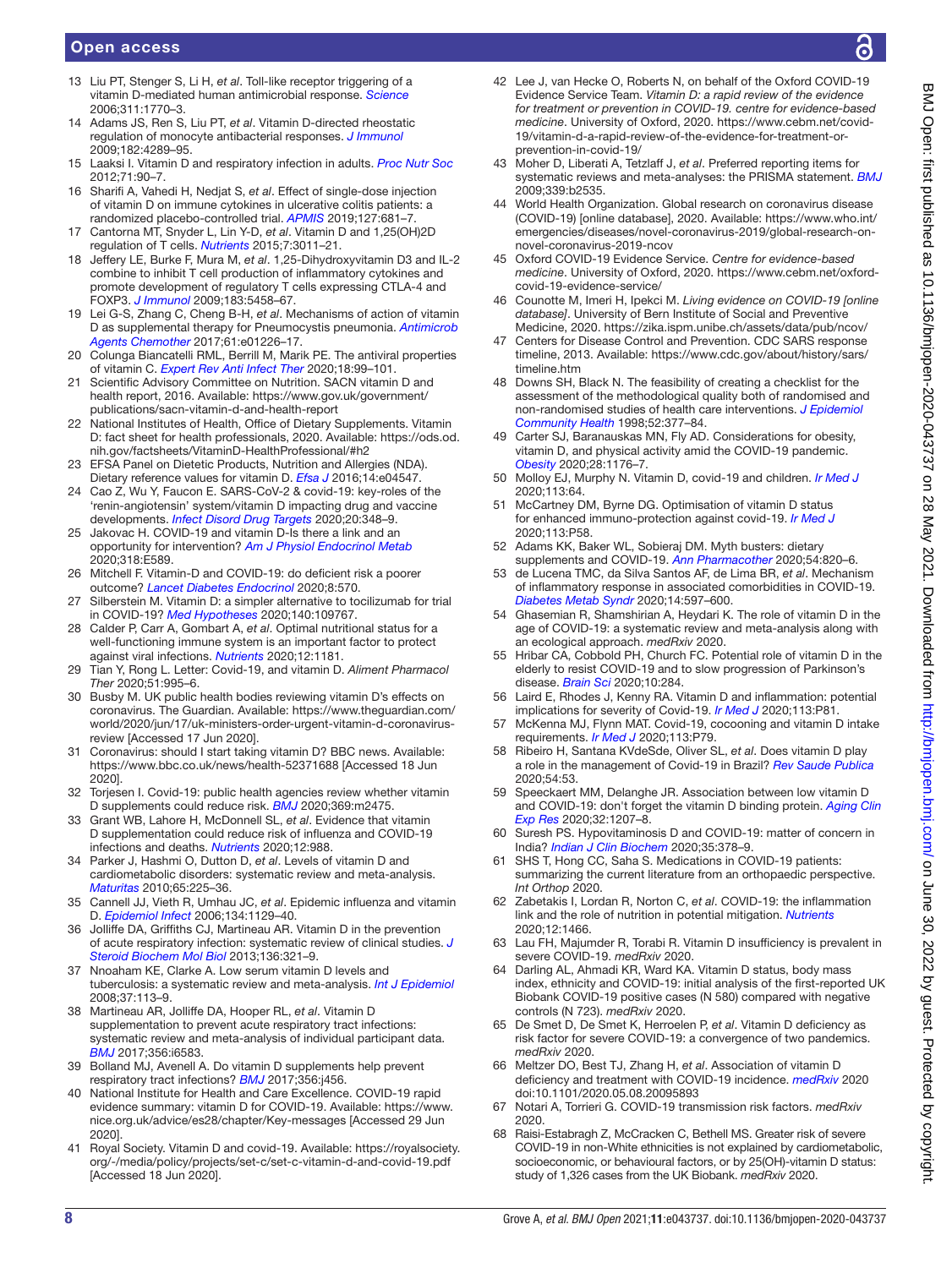13 Liu PT, Stenger S, Li H, *et al*. Toll-like receptor triggering of a vitamin D-mediated human antimicrobial response. *Science* 2006;311:1770–3.

14 Adams JS, Ren S, Liu PT, *et al*. Vitamin D-directed rheostatic regulation of monocyte antibacterial responses. *J Immunol* 2009;182:4289–95.

15 Laaksi I. Vitamin D and respiratory infection in adults. *Proc Nutr Soc* 2012;71:90–7.

16 Sharifi A, Vahedi H, Nedjat S, *et al*. Effect of single-dose injection of vitamin D on immune cytokines in ulcerative colitis patients: a randomized placebo-controlled trial. *APMIS* 2019;127:681–7.

17 Cantorna MT, Snyder L, Lin Y-D, *et al*. Vitamin D and 1,25(OH)2D regulation of T cells. *Nutrients* 2015;7:3011–21.

18 Jeffery LE, Burke F, Mura M, *et al*. 1,25-Dihydroxyvitamin D3 and IL-2 combine to inhibit T cell production of inflammatory cytokines and promote development of regulatory T cells expressing CTLA-4 and FOXP3. *J Immunol* 2009;183:5458–67.

19 Lei G-S, Zhang C, Cheng B-H, *et al*. Mechanisms of action of vitamin D as supplemental therapy for Pneumocystis pneumonia. *Antimicrob Agents Chemother* 2017;61:e01226–17.

20 Colunga Biancatelli RML, Berrill M, Marik PE. The antiviral properties of vitamin C. *Expert Rev Anti Infect Ther* 2020;18:99–101.

21 Scientific Advisory Committee on Nutrition. SACN vitamin D and health report, 2016. Available: https://www.gov.uk/government/publications/sacn-vitamin-d-and-health-report

22 National Institutes of Health, Office of Dietary Supplements. Vitamin D: fact sheet for health professionals, 2020. Available: https://ods.od.nih.gov/factsheets/VitaminD-HealthProfessional/#h2

23 EFSA Panel on Dietetic Products, Nutrition and Allergies (NDA). Dietary reference values for vitamin D. *Efsa J* 2016;14:e04547.

24 Cao Z, Wu Y, Faucon E. SARS-CoV-2 & covid-19: key-roles of the 'renin-angiotensin' system/vitamin D impacting drug and vaccine developments. *Infect Disord Drug Targets* 2020;20:348–9.

25 Jakovac H. COVID-19 and vitamin D-Is there a link and an opportunity for intervention? *Am J Physiol Endocrinol Metab* 2020;318:E589.

26 Mitchell F. Vitamin-D and COVID-19: do deficient risk a poorer outcome? *Lancet Diabetes Endocrinol* 2020;8:570.

27 Silberstein M. Vitamin D: a simpler alternative to tocilizumab for trial in COVID-19? *Med Hypotheses* 2020;140:109767.

28 Calder P, Carr A, Gombart A, *et al*. Optimal nutritional status for a well-functioning immune system is an important factor to protect against viral infections. *Nutrients* 2020;12:1181.

29 Tian Y, Rong L. Letter: Covid-19, and vitamin D. *Aliment Pharmacol Ther* 2020;51:995–6.

30 Busby M. UK public health bodies reviewing vitamin D's effects on coronavirus. The Guardian. Available: https://www.theguardian.com/world/2020/jun/17/uk-ministers-order-urgent-vitamin-d-coronavirus-review [Accessed 17 Jun 2020].

31 Coronavirus: should I start taking vitamin D? BBC news. Available: https://www.bbc.co.uk/news/health-52371688 [Accessed 18 Jun 2020].

32 Torjesen I. Covid-19: public health agencies review whether vitamin D supplements could reduce risk. *BMJ* 2020;369:m2475.

33 Grant WB, Lahore H, McDonnell SL, *et al*. Evidence that vitamin D supplementation could reduce risk of influenza and COVID-19 infections and deaths. *Nutrients* 2020;12:988.

34 Parker J, Hashmi O, Dutton D, *et al*. Levels of vitamin D and cardiometabolic disorders: systematic review and meta-analysis. *Maturitas* 2010;65:225–36.

35 Cannell JJ, Vieth R, Umhau JC, *et al*. Epidemic influenza and vitamin D. *Epidemiol Infect* 2006;134:1129–40.

36 Jolliffe DA, Griffiths CJ, Martineau AR. Vitamin D in the prevention of acute respiratory infection: systematic review of clinical studies. *J Steroid Biochem Mol Biol* 2013;136:321–9.

37 Nnoaham KE, Clarke A. Low serum vitamin D levels and tuberculosis: a systematic review and meta-analysis. *Int J Epidemiol* 2008;37:113–9.

38 Martineau AR, Jolliffe DA, Hooper RL, *et al*. Vitamin D supplementation to prevent acute respiratory tract infections: systematic review and meta-analysis of individual participant data. *BMJ* 2017;356:i6583.

39 Bolland MJ, Avenell A. Do vitamin D supplements help prevent respiratory tract infections? *BMJ* 2017;356:j456.

40 National Institute for Health and Care Excellence. COVID-19 rapid evidence summary: vitamin D for COVID-19. Available: https://www.nice.org.uk/advice/es28/chapter/Key-messages [Accessed 29 Jun 2020].

41 Royal Society. Vitamin D and covid-19. Available: https://royalsociety.org/-/media/policy/projects/set-c/set-c-vitamin-d-and-covid-19.pdf [Accessed 18 Jun 2020].

42 Lee J, van Hecke O, Roberts N, on behalf of the Oxford COVID-19 Evidence Service Team. *Vitamin D: a rapid review of the evidence for treatment or prevention in COVID-19. centre for evidence-based medicine*. University of Oxford, 2020. https://www.cebm.net/covid-19/vitamin-d-a-rapid-review-of-the-evidence-for-treatment-or-prevention-in-covid-19/

43 Moher D, Liberati A, Tetzlaff J, *et al*. Preferred reporting items for systematic reviews and meta-analyses: the PRISMA statement. *BMJ* 2009;339:b2535.

44 World Health Organization. Global research on coronavirus disease (COVID-19) [online database], 2020. Available: https://www.who.int/emergencies/diseases/novel-coronavirus-2019/global-research-on-novel-coronavirus-2019-ncov

45 Oxford COVID-19 Evidence Service. *Centre for evidence-based medicine*. University of Oxford, 2020. https://www.cebm.net/oxford-covid-19-evidence-service/

46 Counotte M, Imeri H, Ipekci M. *Living evidence on COVID-19 [online database]*. University of Bern Institute of Social and Preventive Medicine, 2020. https://zika.ispm.unibe.ch/assets/data/pub/ncov/

47 Centers for Disease Control and Prevention. CDC SARS response timeline, 2013. Available: https://www.cdc.gov/about/history/sars/timeline.htm

48 Downs SH, Black N. The feasibility of creating a checklist for the assessment of the methodological quality both of randomised and non-randomised studies of health care interventions. *J Epidemiol Community Health* 1998;52:377–84.

49 Carter SJ, Baranauskas MN, Fly AD. Considerations for obesity, vitamin D, and physical activity amid the COVID-19 pandemic. *Obesity* 2020;28:1176–7.

50 Molloy EJ, Murphy N. Vitamin D, covid-19 and children. *Ir Med J* 2020;113:64.

51 McCartney DM, Byrne DG. Optimisation of vitamin D status for enhanced immuno-protection against covid-19. *Ir Med J* 2020;113:P58.

52 Adams KK, Baker WL, Sobieraj DM. Myth busters: dietary supplements and COVID-19. *Ann Pharmacother* 2020;54:820–6.

53 de Lucena TMC, da Silva Santos AF, de Lima BR, *et al*. Mechanism of inflammatory response in associated comorbidities in COVID-19. *Diabetes Metab Syndr* 2020;14:597–600.

54 Ghasemian R, Shamshirian A, Heydari K. The role of vitamin D in the age of COVID-19: a systematic review and meta-analysis along with an ecological approach. *medRxiv* 2020.

55 Hribar CA, Cobbold PH, Church FC. Potential role of vitamin D in the elderly to resist COVID-19 and to slow progression of Parkinson's disease. *Brain Sci* 2020;10:284.

56 Laird E, Rhodes J, Kenny RA. Vitamin D and inflammation: potential implications for severity of Covid-19. *Ir Med J* 2020;113:P81.

57 McKenna MJ, Flynn MAT. Covid-19, cocooning and vitamin D intake requirements. *Ir Med J* 2020;113:P79.

58 Ribeiro H, Santana KVdeSde, Oliver SL, *et al*. Does vitamin D play a role in the management of Covid-19 in Brazil? *Rev Saude Publica* 2020;54:53.

59 Speeckaert MM, Delanghe JR. Association between low vitamin D and COVID-19: don't forget the vitamin D binding protein. *Aging Clin Exp Res* 2020;32:1207–8.

60 Suresh PS. Hypovitaminosis D and COVID-19: matter of concern in India? *Indian J Clin Biochem* 2020;35:378–9.

61 SHS T, Hong CC, Saha S. Medications in COVID-19 patients: summarizing the current literature from an orthopaedic perspective. *Int Orthop* 2020.

62 Zabetakis I, Lordan R, Norton C, *et al*. COVID-19: the inflammation link and the role of nutrition in potential mitigation. *Nutrients* 2020;12:1466.

63 Lau FH, Majumder R, Torabi R. Vitamin D insufficiency is prevalent in severe COVID-19. *medRxiv* 2020.

64 Darling AL, Ahmadi KR, Ward KA. Vitamin D status, body mass index, ethnicity and COVID-19: initial analysis of the first-reported UK Biobank COVID-19 positive cases (N 580) compared with negative controls (N 723). *medRxiv* 2020.

65 De Smet D, De Smet K, Herroelen P, *et al*. Vitamin D deficiency as risk factor for severe COVID-19: a convergence of two pandemics. *medRxiv* 2020.

66 Meltzer DO, Best TJ, Zhang H, *et al*. Association of vitamin D deficiency and treatment with COVID-19 incidence. *medRxiv* 2020 doi:10.1101/2020.05.08.20095893

67 Notari A, Torrieri G. COVID-19 transmission risk factors. *medRxiv* 2020.

68 Raisi-Estabragh Z, McCracken C, Bethell MS. Greater risk of severe COVID-19 in non-White ethnicities is not explained by cardiometabolic, socioeconomic, or behavioural factors, or by 25(OH)-vitamin D status: study of 1,326 cases from the UK Biobank. *medRxiv* 2020.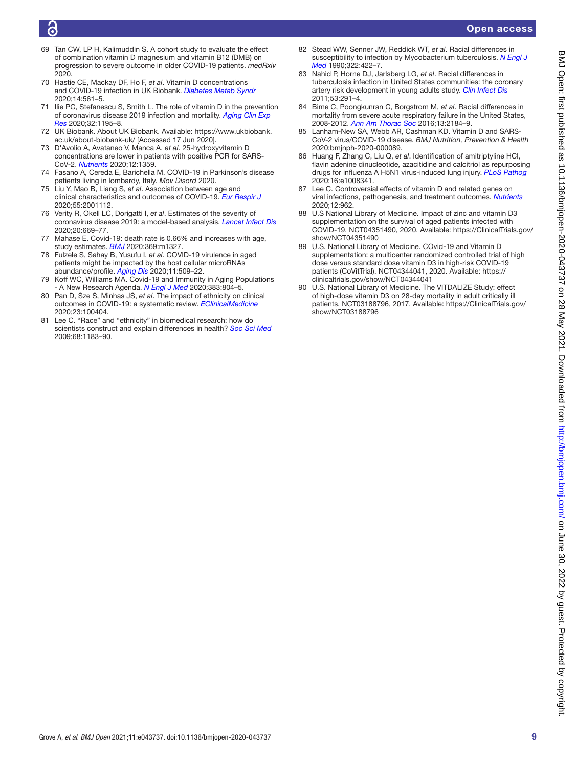69 Tan CW, LP H, Kalimuddin S. A cohort study to evaluate the effect of combination vitamin D magnesium and vitamin B12 (DMB) on progression to severe outcome in older COVID-19 patients. *medRxiv* 2020.

70 Hastie CE, Mackay DF, Ho F, *et al*. Vitamin D concentrations and COVID-19 infection in UK Biobank. *Diabetes Metab Syndr* 2020;14:561–5.

71 Ilie PC, Stefanescu S, Smith L. The role of vitamin D in the prevention of coronavirus disease 2019 infection and mortality. *Aging Clin Exp Res* 2020;32:1195–8.

72 UK Biobank. About UK Biobank. Available: https://www.ukbiobank.ac.uk/about-biobank-uk/ [Accessed 17 Jun 2020].

73 D'Avolio A, Avataneo V, Manca A, *et al*. 25-hydroxyvitamin D concentrations are lower in patients with positive PCR for SARS-CoV-2. *Nutrients* 2020;12:1359.

74 Fasano A, Cereda E, Barichella M. COVID-19 in Parkinson's disease patients living in lombardy, Italy. *Mov Disord* 2020.

75 Liu Y, Mao B, Liang S, *et al*. Association between age and clinical characteristics and outcomes of COVID-19. *Eur Respir J* 2020;55:2001112.

76 Verity R, Okell LC, Dorigatti I, *et al*. Estimates of the severity of coronavirus disease 2019: a model-based analysis. *Lancet Infect Dis* 2020;20:669–77.

77 Mahase E. Covid-19: death rate is 0.66% and increases with age, study estimates. *BMJ* 2020;369:m1327.

78 Fulzele S, Sahay B, Yusufu I, *et al*. COVID-19 virulence in aged patients might be impacted by the host cellular microRNAs abundance/profile. *Aging Dis* 2020;11:509–22.

79 Koff WC, Williams MA. Covid-19 and Immunity in Aging Populations - A New Research Agenda. *N Engl J Med* 2020;383:804–5.

80 Pan D, Sze S, Minhas JS, *et al*. The impact of ethnicity on clinical outcomes in COVID-19: a systematic review. *EClinicalMedicine* 2020;23:100404.

81 Lee C. "Race" and "ethnicity" in biomedical research: how do scientists construct and explain differences in health? *Soc Sci Med* 2009;68:1183–90.

82 Stead WW, Senner JW, Reddick WT, *et al*. Racial differences in susceptibility to infection by Mycobacterium tuberculosis. *N Engl J Med* 1990;322:422–7.

83 Nahid P, Horne DJ, Jarlsberg LG, *et al*. Racial differences in tuberculosis infection in United States communities: the coronary artery risk development in young adults study. *Clin Infect Dis* 2011;53:291–4.

84 Bime C, Poongkunran C, Borgstrom M, *et al*. Racial differences in mortality from severe acute respiratory failure in the United States, 2008-2012. *Ann Am Thorac Soc* 2016;13:2184–9.

85 Lanham-New SA, Webb AR, Cashman KD. Vitamin D and SARS-CoV-2 virus/COVID-19 disease. *BMJ Nutrition, Prevention & Health* 2020:bmjnph-2020-000089.

86 Huang F, Zhang C, Liu Q, *et al*. Identification of amitriptyline HCl, flavin adenine dinucleotide, azacitidine and calcitriol as repurposing drugs for influenza A H5N1 virus-induced lung injury. *PLoS Pathog* 2020;16:e1008341.

87 Lee C. Controversial effects of vitamin D and related genes on viral infections, pathogenesis, and treatment outcomes. *Nutrients* 2020;12:962.

88 U.S National Library of Medicine. Impact of zinc and vitamin D3 supplementation on the survival of aged patients infected with COVID-19. NCT04351490, 2020. Available: https://ClinicalTrials.gov/show/NCT04351490

89 U.S. National Library of Medicine. COvid-19 and Vitamin D supplementation: a multicenter randomized controlled trial of high dose versus standard dose vitamin D3 in high-risk COVID-19 patients (CoVitTrial). NCT04344041, 2020. Available: https://clinicaltrials.gov/show/NCT04344041

90 U.S. National Library of Medicine. The VITDALIZE Study: effect of high-dose vitamin D3 on 28-day mortality in adult critically ill patients. NCT03188796, 2017. Available: https://ClinicalTrials.gov/show/NCT03188796